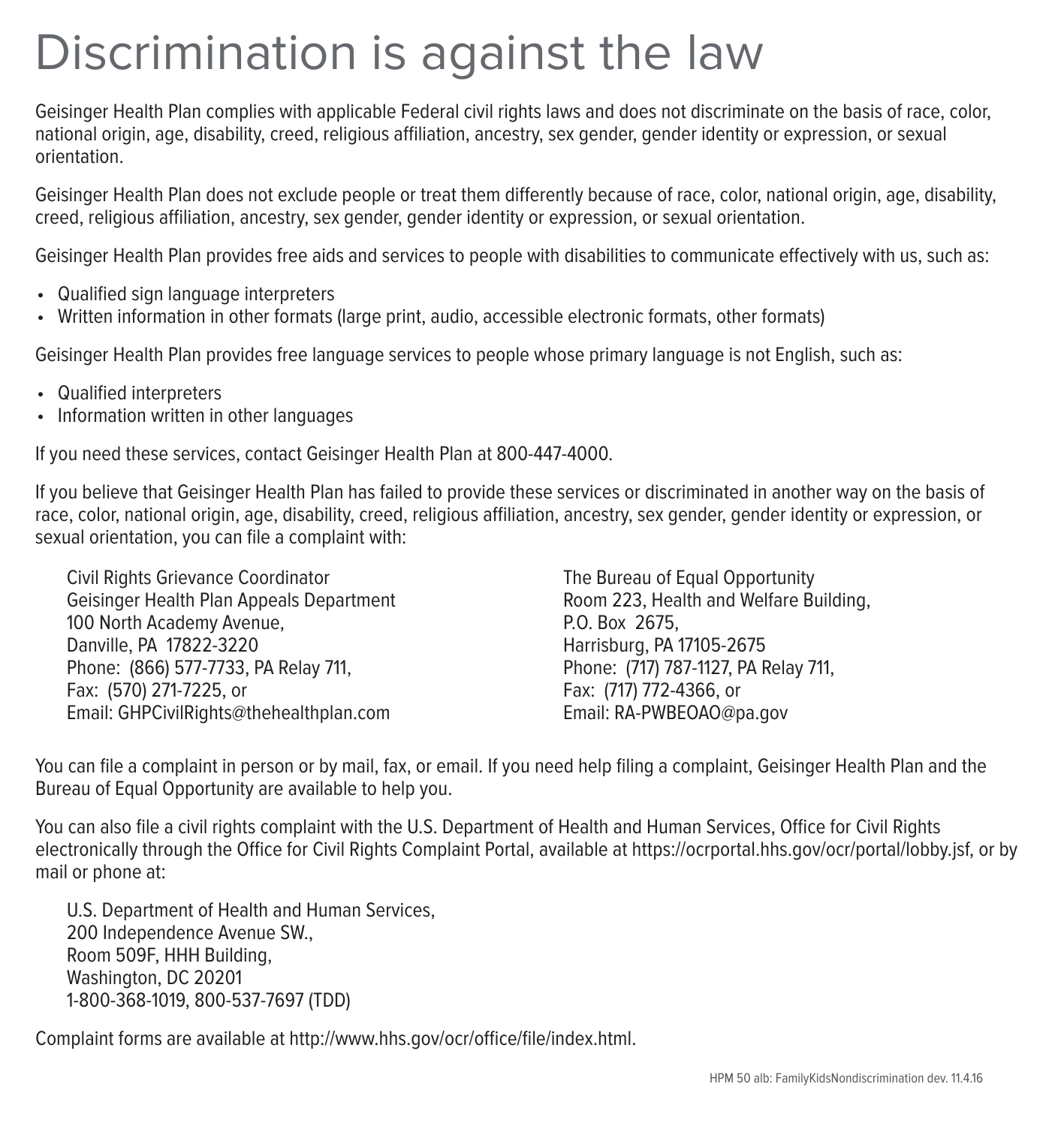# Discrimination is against the law

Geisinger Health Plan complies with applicable Federal civil rights laws and does not discriminate on the basis of race, color, national origin, age, disability, creed, religious affiliation, ancestry, sex gender, gender identity or expression, or sexual orientation.

Geisinger Health Plan does not exclude people or treat them differently because of race, color, national origin, age, disability, creed, religious affiliation, ancestry, sex gender, gender identity or expression, or sexual orientation.

Geisinger Health Plan provides free aids and services to people with disabilities to communicate effectively with us, such as:

- Qualified sign language interpreters
- Written information in other formats (large print, audio, accessible electronic formats, other formats)

Geisinger Health Plan provides free language services to people whose primary language is not English, such as:

- Qualified interpreters
- Information written in other languages

If you need these services, contact Geisinger Health Plan at 800-447-4000.

If you believe that Geisinger Health Plan has failed to provide these services or discriminated in another way on the basis of race, color, national origin, age, disability, creed, religious affiliation, ancestry, sex gender, gender identity or expression, or sexual orientation, you can file a complaint with:

Civil Rights Grievance Coordinator
Geisinger Health Plan Appeals Department
100 North Academy Avenue,
Danville, PA 17822-3220
Phone: (866) 577-7733, PA Relay 711,
Fax: (570) 271-7225, or
Email: GHPCivilRights@thehealthplan.com

The Bureau of Equal Opportunity
Room 223, Health and Welfare Building,
P.O. Box 2675,
Harrisburg, PA 17105-2675
Phone: (717) 787-1127, PA Relay 711,
Fax: (717) 772-4366, or
Email: RA-PWBEOAO@pa.gov

You can file a complaint in person or by mail, fax, or email. If you need help filing a complaint, Geisinger Health Plan and the Bureau of Equal Opportunity are available to help you.

You can also file a civil rights complaint with the U.S. Department of Health and Human Services, Office for Civil Rights electronically through the Office for Civil Rights Complaint Portal, available at https://ocrportal.hhs.gov/ocr/portal/lobby.jsf, or by mail or phone at:

U.S. Department of Health and Human Services,
200 Independence Avenue SW.,
Room 509F, HHH Building,
Washington, DC 20201
1-800-368-1019, 800-537-7697 (TDD)

Complaint forms are available at http://www.hhs.gov/ocr/office/file/index.html.

HPM 50 alb: FamilyKidsNondiscrimination dev. 11.4.16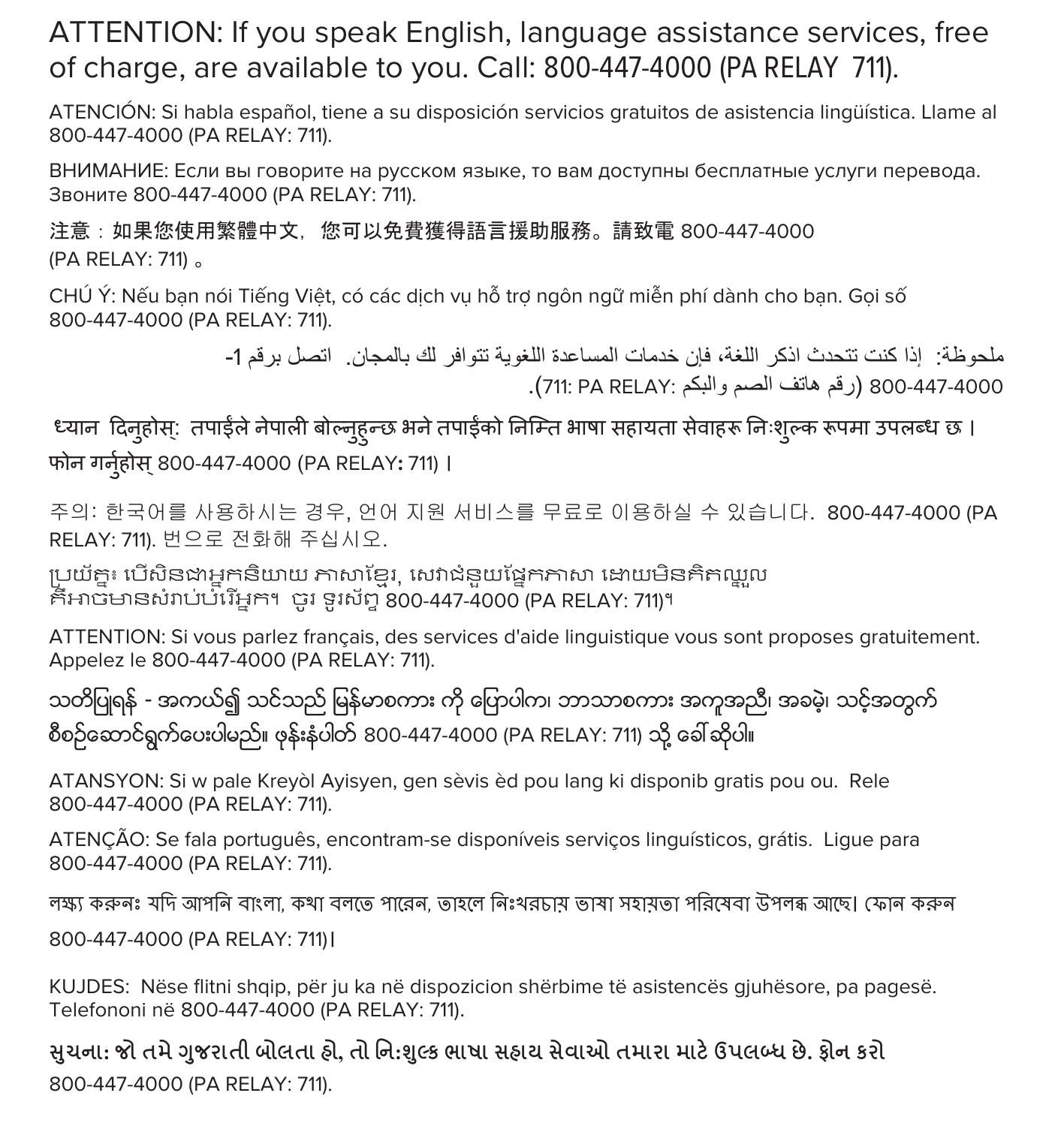ATTENTION: If you speak English, language assistance services, free of charge, are available to you. Call: 800-447-4000 (PA RELAY 711).

ATENCIÓN: Si habla español, tiene a su disposición servicios gratuitos de asistencia lingüística. Llame al 800-447-4000 (PA RELAY: 711).

ВНИМАНИЕ: Если вы говорите на русском языке, то вам доступны бесплатные услуги перевода. Звоните 800-447-4000 (PA RELAY: 711).

注意：如果您使用繁體中文，您可以免費獲得語言援助服務。請致電 800-447-4000 (PA RELAY: 711) 。

CHÚ Ý: Nếu bạn nói Tiếng Việt, có các dịch vụ hỗ trợ ngôn ngữ miễn phí dành cho bạn. Gọi số 800-447-4000 (PA RELAY: 711).

ملحوظة: إذا كنت تتحدث اذكر اللغة، فإن خدمات المساعدة اللغوية تتوافر لك بالمجان. اتصل برقم 1- 800-447-4000 (رقم هاتف الصم والبكم: PA RELAY: 711).

ध्यान दिनुहोस्: तपाईंले नेपाली बोल्नुहुन्छ भने तपाईंको निम्ति भाषा सहायता सेवाहरू निःशुल्क रूपमा उपलब्ध छ । फोन गर्नुहोस् 800-447-4000 (PA RELAY: 711) ।

주의: 한국어를 사용하시는 경우, 언어 지원 서비스를 무료로 이용하실 수 있습니다. 800-447-4000 (PA RELAY: 711). 번으로 전화해 주십시오.

ប្រយ័ត្ន៖ បើសិនជាអ្នកនិយាយ ភាសាខ្មែរ, សេវាជំនួយផ្នែកភាសា ដោយមិនគិតឈ្នួល គឺអាចមានសំរាប់បំរើអ្នក។ ចូរ ទូរស័ព្ទ 800-447-4000 (PA RELAY: 711)។

ATTENTION: Si vous parlez français, des services d'aide linguistique vous sont proposes gratuitement. Appelez le 800-447-4000 (PA RELAY: 711).

သတိပြုရန် - အကယ်၍ သင်သည် မြန်မာစကား ကို ပြောပါက၊ ဘာသာစကား အကူအညီ၊ အခမဲ့၊ သင့်အတွက် စီစဉ်ဆောင်ရွက်ပေးပါမည်။ ဖုန်းနံပါတ် 800-447-4000 (PA RELAY: 711) သို့ ခေါ်ဆိုပါ။

ATANSYON: Si w pale Kreyòl Ayisyen, gen sèvis èd pou lang ki disponib gratis pou ou. Rele 800-447-4000 (PA RELAY: 711).

ATENÇÃO: Se fala português, encontram-se disponíveis serviços linguísticos, grátis. Ligue para 800-447-4000 (PA RELAY: 711).

লক্ষ্য করুনঃ যদি আপনি বাংলা, কথা বলতে পারেন, তাহলে নিঃখরচায় ভাষা সহায়তা পরিষেবা উপলব্ধ আছে। ফোন করুন 800-447-4000 (PA RELAY: 711)।

KUJDES: Nëse flitni shqip, për ju ka në dispozicion shërbime të asistencës gjuhësore, pa pagesë. Telefononi në 800-447-4000 (PA RELAY: 711).

સુચના: જો તમે ગુજરાતી બોલતા હો, તો નિ:શુલ્ક ભાષા સહાય સેવાઓ તમારા માટે ઉપલબ્ધ છે. ફોન કરો 800-447-4000 (PA RELAY: 711).